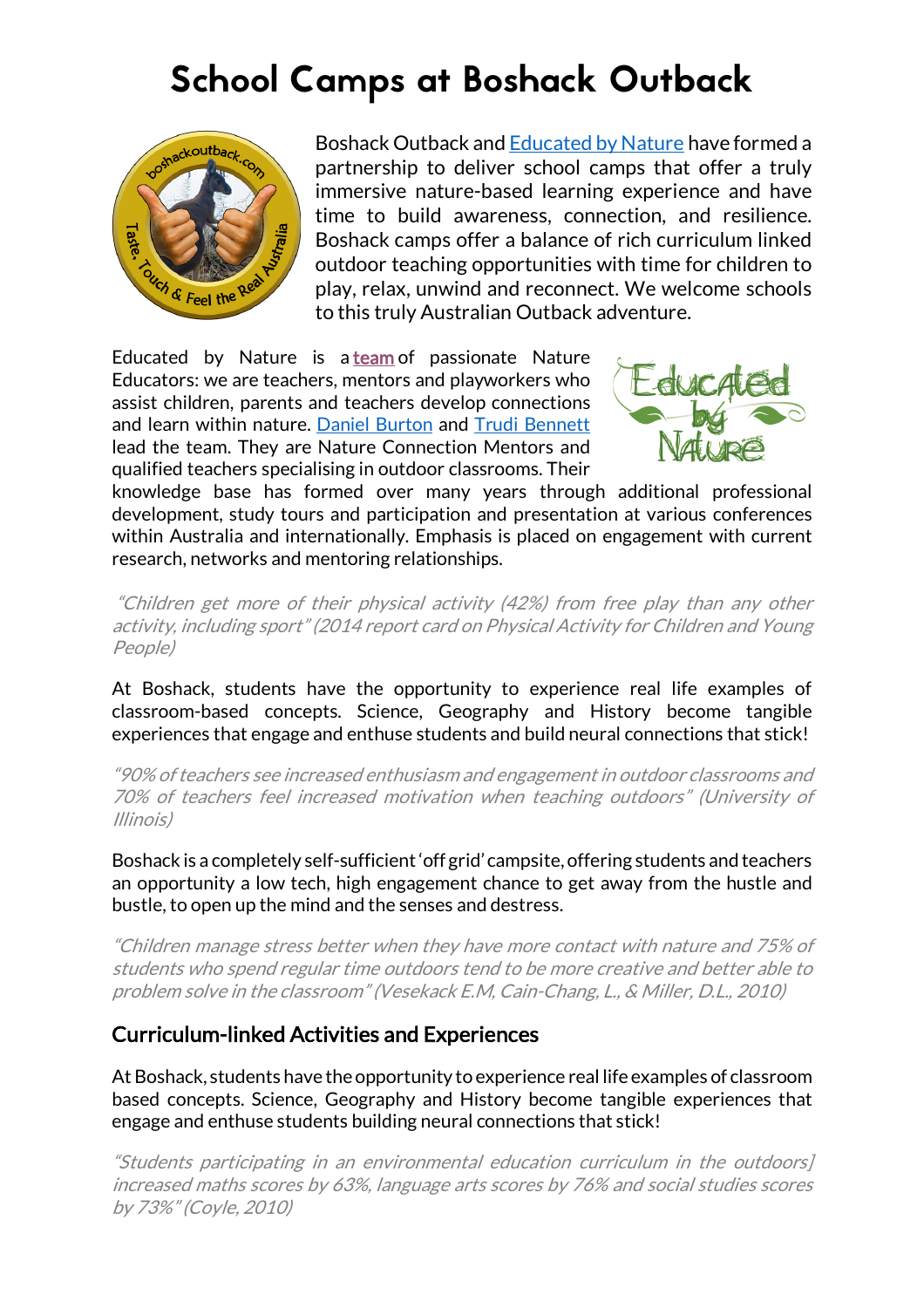# School Camps at Boshack Outback

Boshack Outback and Educated by Nature have formed a partnership to deliver school camps that offer a truly immersive nature-based learning experience and have time to build awareness, connection, and resilience. Boshack camps offer a balance of rich curriculum linked outdoor teaching opportunities with time for children to play, relax, unwind and reconnect. We welcome schools to this truly Australian Outback adventure.

Educated by Nature is a **team** of passionate Nature Educators: we are teachers, mentors and playworkers who assist children, parents and teachers develop connections and learn within nature. Daniel Burton and Trudi Bennett lead the team. They are Nature Connection Mentors and qualified teachers specialising in outdoor classrooms. Their knowledge base has formed over many years through additional professional development, study tours and participation and presentation at various conferences within Australia and internationally. Emphasis is placed on engagement with current research, networks and mentoring relationships.

*"Children get more of their physical activity (42%) from free play than any other activity, including sport" (2014 report card on Physical Activity for Children and Young People)*

At Boshack, students have the opportunity to experience real life examples of classroom-based concepts. Science, Geography and History become tangible experiences that engage and enthuse students and build neural connections that stick!

*"90% of teachers see increased enthusiasm and engagement in outdoor classrooms and 70% of teachers feel increased motivation when teaching outdoors" (University of Illinois)*

Boshack is a completely self-sufficient 'off grid' campsite, offering students and teachers an opportunity a low tech, high engagement chance to get away from the hustle and bustle, to open up the mind and the senses and destress.

*"Children manage stress better when they have more contact with nature and 75% of students who spend regular time outdoors tend to be more creative and better able to problem solve in the classroom" (Vesekack E.M, Cain-Chang, L., & Miller, D.L., 2010)*

## Curriculum-linked Activities and Experiences

At Boshack, students have the opportunity to experience real life examples of classroom based concepts. Science, Geography and History become tangible experiences that engage and enthuse students building neural connections that stick!

*"Students participating in an environmental education curriculum in the outdoors] increased maths scores by 63%, language arts scores by 76% and social studies scores by 73%" (Coyle, 2010)*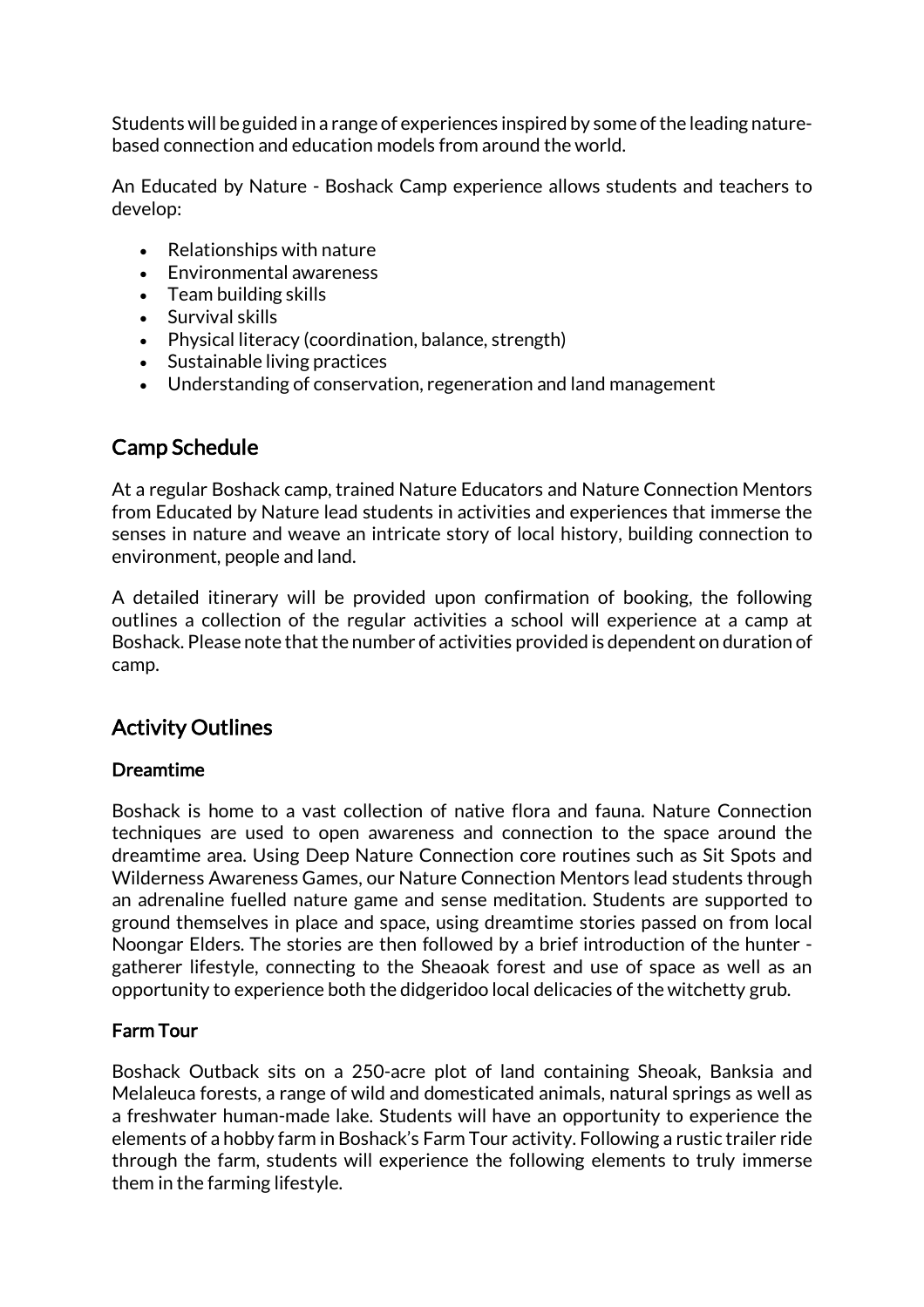Students will be guided in a range of experiences inspired by some of the leading nature-based connection and education models from around the world.

An Educated by Nature - Boshack Camp experience allows students and teachers to develop:

- Relationships with nature
- Environmental awareness
- Team building skills
- Survival skills
- Physical literacy (coordination, balance, strength)
- Sustainable living practices
- Understanding of conservation, regeneration and land management

## Camp Schedule

At a regular Boshack camp, trained Nature Educators and Nature Connection Mentors from Educated by Nature lead students in activities and experiences that immerse the senses in nature and weave an intricate story of local history, building connection to environment, people and land.

A detailed itinerary will be provided upon confirmation of booking, the following outlines a collection of the regular activities a school will experience at a camp at Boshack. Please note that the number of activities provided is dependent on duration of camp.

## Activity Outlines

### Dreamtime

Boshack is home to a vast collection of native flora and fauna. Nature Connection techniques are used to open awareness and connection to the space around the dreamtime area. Using Deep Nature Connection core routines such as Sit Spots and Wilderness Awareness Games, our Nature Connection Mentors lead students through an adrenaline fuelled nature game and sense meditation. Students are supported to ground themselves in place and space, using dreamtime stories passed on from local Noongar Elders. The stories are then followed by a brief introduction of the hunter - gatherer lifestyle, connecting to the Sheaoak forest and use of space as well as an opportunity to experience both the didgeridoo local delicacies of the witchetty grub.

### Farm Tour

Boshack Outback sits on a 250-acre plot of land containing Sheoak, Banksia and Melaleuca forests, a range of wild and domesticated animals, natural springs as well as a freshwater human-made lake. Students will have an opportunity to experience the elements of a hobby farm in Boshack's Farm Tour activity. Following a rustic trailer ride through the farm, students will experience the following elements to truly immerse them in the farming lifestyle.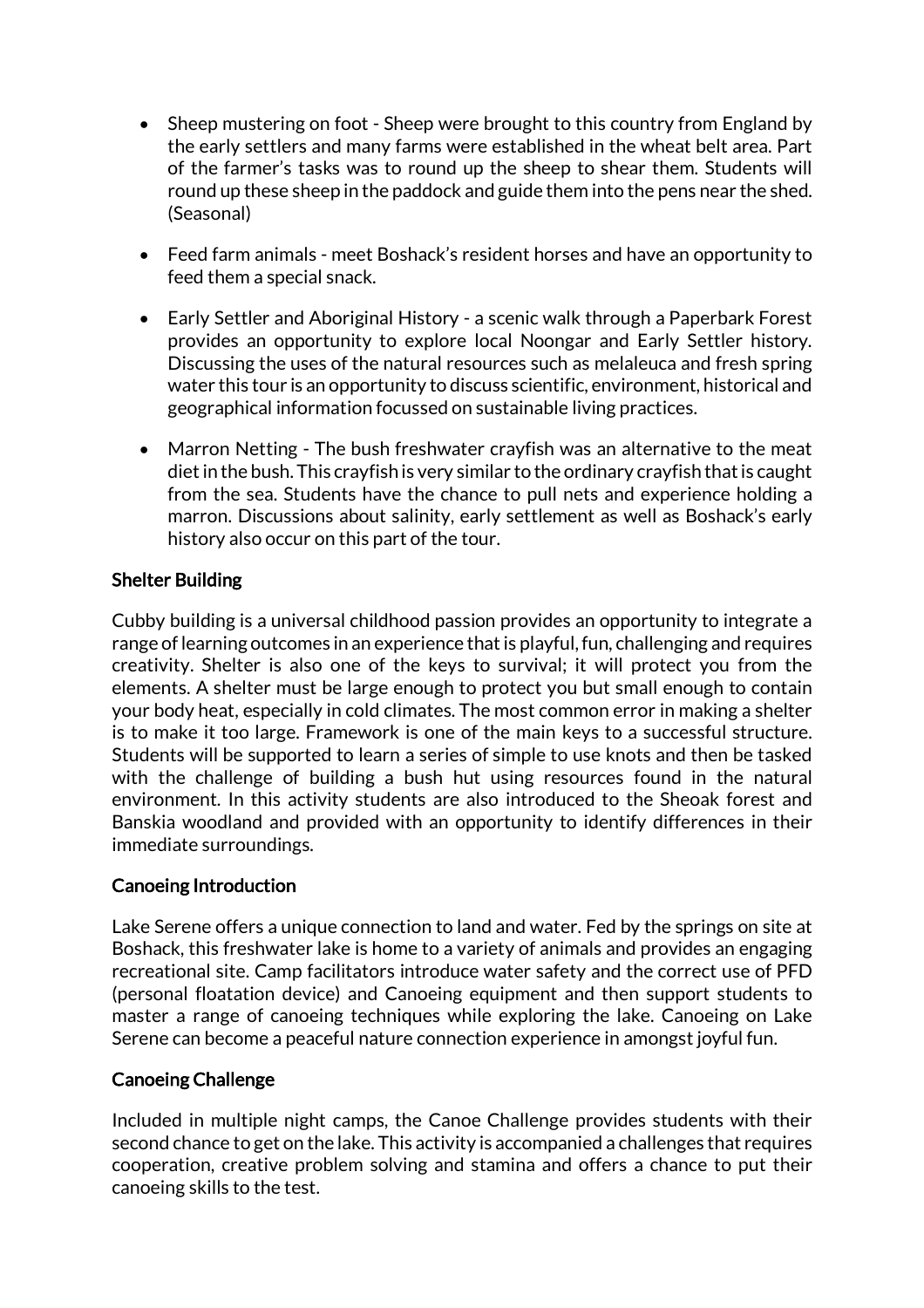- Sheep mustering on foot - Sheep were brought to this country from England by the early settlers and many farms were established in the wheat belt area. Part of the farmer's tasks was to round up the sheep to shear them. Students will round up these sheep in the paddock and guide them into the pens near the shed. (Seasonal)

- Feed farm animals - meet Boshack's resident horses and have an opportunity to feed them a special snack.

- Early Settler and Aboriginal History - a scenic walk through a Paperbark Forest provides an opportunity to explore local Noongar and Early Settler history. Discussing the uses of the natural resources such as melaleuca and fresh spring water this tour is an opportunity to discuss scientific, environment, historical and geographical information focussed on sustainable living practices.

- Marron Netting - The bush freshwater crayfish was an alternative to the meat diet in the bush. This crayfish is very similar to the ordinary crayfish that is caught from the sea. Students have the chance to pull nets and experience holding a marron. Discussions about salinity, early settlement as well as Boshack's early history also occur on this part of the tour.

## Shelter Building

Cubby building is a universal childhood passion provides an opportunity to integrate a range of learning outcomes in an experience that is playful, fun, challenging and requires creativity. Shelter is also one of the keys to survival; it will protect you from the elements. A shelter must be large enough to protect you but small enough to contain your body heat, especially in cold climates. The most common error in making a shelter is to make it too large. Framework is one of the main keys to a successful structure. Students will be supported to learn a series of simple to use knots and then be tasked with the challenge of building a bush hut using resources found in the natural environment. In this activity students are also introduced to the Sheoak forest and Banskia woodland and provided with an opportunity to identify differences in their immediate surroundings.

## Canoeing Introduction

Lake Serene offers a unique connection to land and water. Fed by the springs on site at Boshack, this freshwater lake is home to a variety of animals and provides an engaging recreational site. Camp facilitators introduce water safety and the correct use of PFD (personal floatation device) and Canoeing equipment and then support students to master a range of canoeing techniques while exploring the lake. Canoeing on Lake Serene can become a peaceful nature connection experience in amongst joyful fun.

## Canoeing Challenge

Included in multiple night camps, the Canoe Challenge provides students with their second chance to get on the lake. This activity is accompanied a challenges that requires cooperation, creative problem solving and stamina and offers a chance to put their canoeing skills to the test.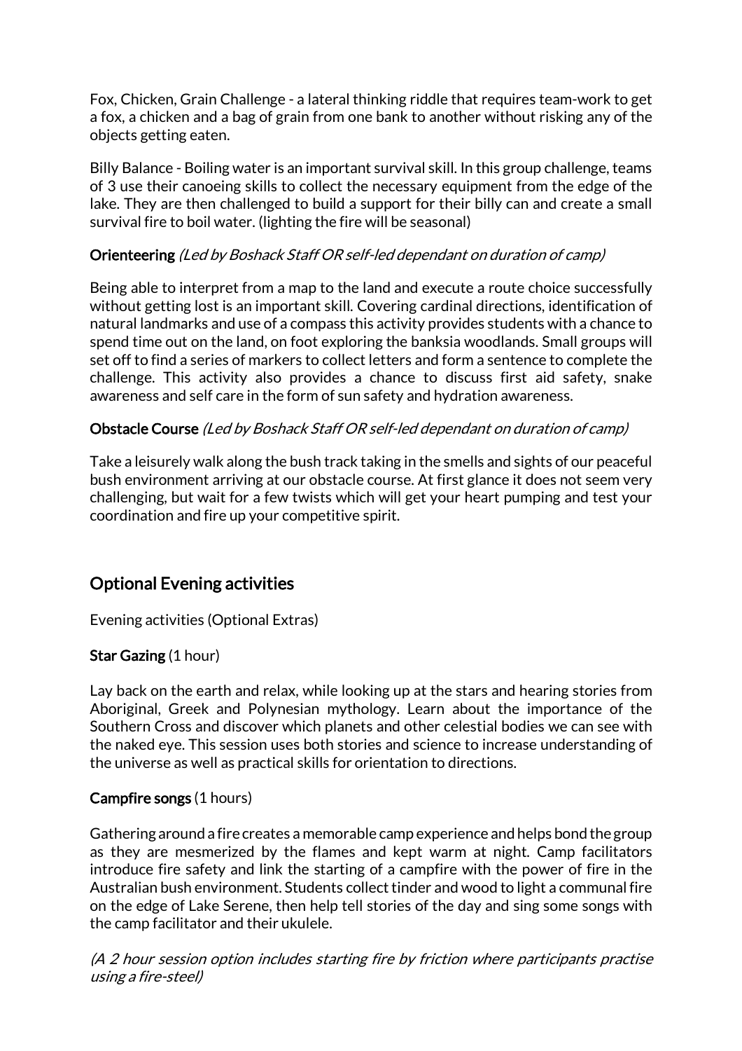Fox, Chicken, Grain Challenge - a lateral thinking riddle that requires team-work to get a fox, a chicken and a bag of grain from one bank to another without risking any of the objects getting eaten.

Billy Balance - Boiling water is an important survival skill. In this group challenge, teams of 3 use their canoeing skills to collect the necessary equipment from the edge of the lake. They are then challenged to build a support for their billy can and create a small survival fire to boil water. (lighting the fire will be seasonal)

**Orienteering** *(Led by Boshack Staff OR self-led dependant on duration of camp)*

Being able to interpret from a map to the land and execute a route choice successfully without getting lost is an important skill. Covering cardinal directions, identification of natural landmarks and use of a compass this activity provides students with a chance to spend time out on the land, on foot exploring the banksia woodlands. Small groups will set off to find a series of markers to collect letters and form a sentence to complete the challenge. This activity also provides a chance to discuss first aid safety, snake awareness and self care in the form of sun safety and hydration awareness.

**Obstacle Course** *(Led by Boshack Staff OR self-led dependant on duration of camp)*

Take a leisurely walk along the bush track taking in the smells and sights of our peaceful bush environment arriving at our obstacle course. At first glance it does not seem very challenging, but wait for a few twists which will get your heart pumping and test your coordination and fire up your competitive spirit.

## Optional Evening activities

Evening activities (Optional Extras)

**Star Gazing** (1 hour)

Lay back on the earth and relax, while looking up at the stars and hearing stories from Aboriginal, Greek and Polynesian mythology. Learn about the importance of the Southern Cross and discover which planets and other celestial bodies we can see with the naked eye. This session uses both stories and science to increase understanding of the universe as well as practical skills for orientation to directions.

**Campfire songs** (1 hours)

Gathering around a fire creates a memorable camp experience and helps bond the group as they are mesmerized by the flames and kept warm at night. Camp facilitators introduce fire safety and link the starting of a campfire with the power of fire in the Australian bush environment. Students collect tinder and wood to light a communal fire on the edge of Lake Serene, then help tell stories of the day and sing some songs with the camp facilitator and their ukulele.

*(A 2 hour session option includes starting fire by friction where participants practise using a fire-steel)*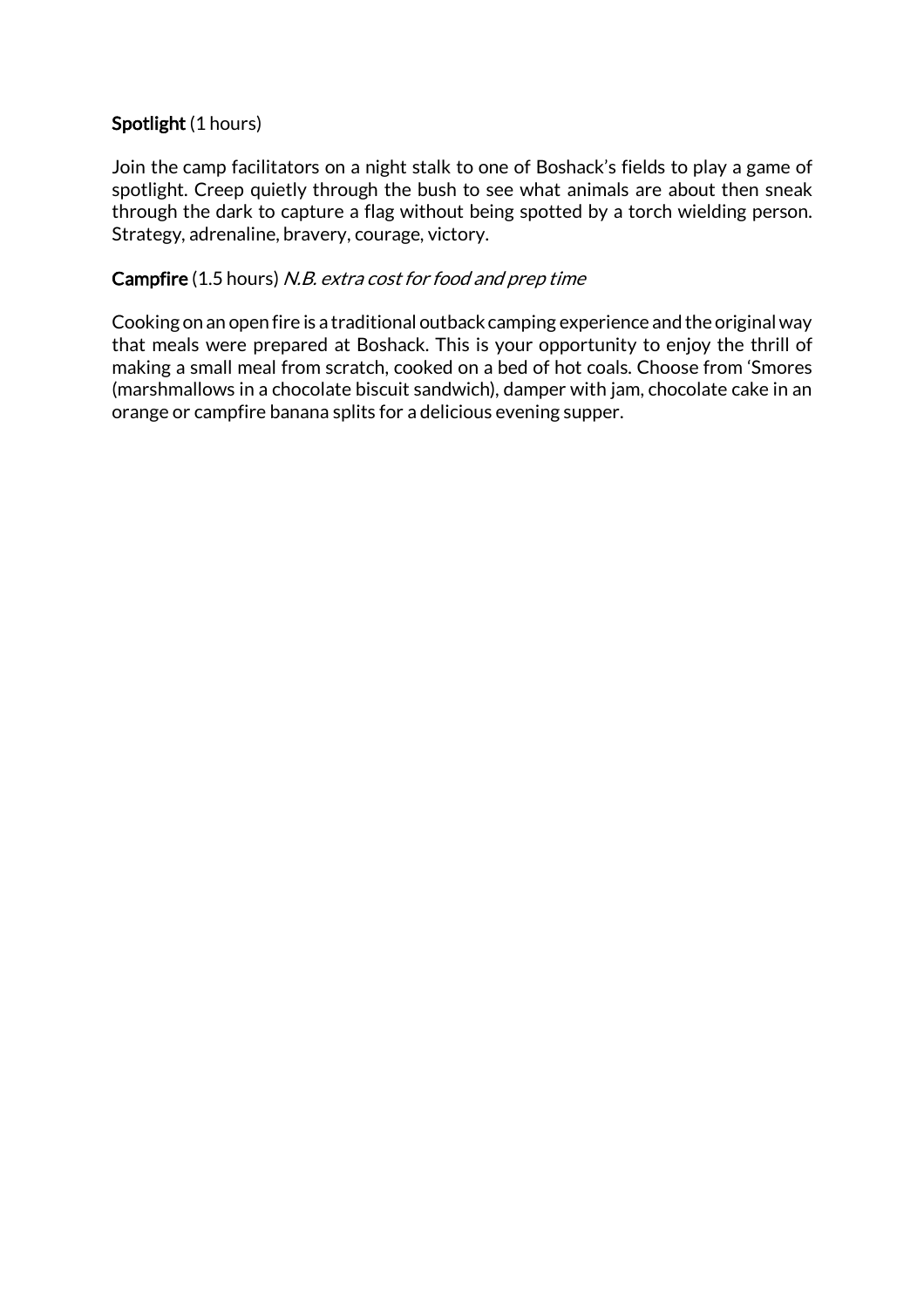**Spotlight** (1 hours)

Join the camp facilitators on a night stalk to one of Boshack's fields to play a game of spotlight. Creep quietly through the bush to see what animals are about then sneak through the dark to capture a flag without being spotted by a torch wielding person. Strategy, adrenaline, bravery, courage, victory.

**Campfire** (1.5 hours) *N.B. extra cost for food and prep time*

Cooking on an open fire is a traditional outback camping experience and the original way that meals were prepared at Boshack. This is your opportunity to enjoy the thrill of making a small meal from scratch, cooked on a bed of hot coals. Choose from 'Smores (marshmallows in a chocolate biscuit sandwich), damper with jam, chocolate cake in an orange or campfire banana splits for a delicious evening supper.